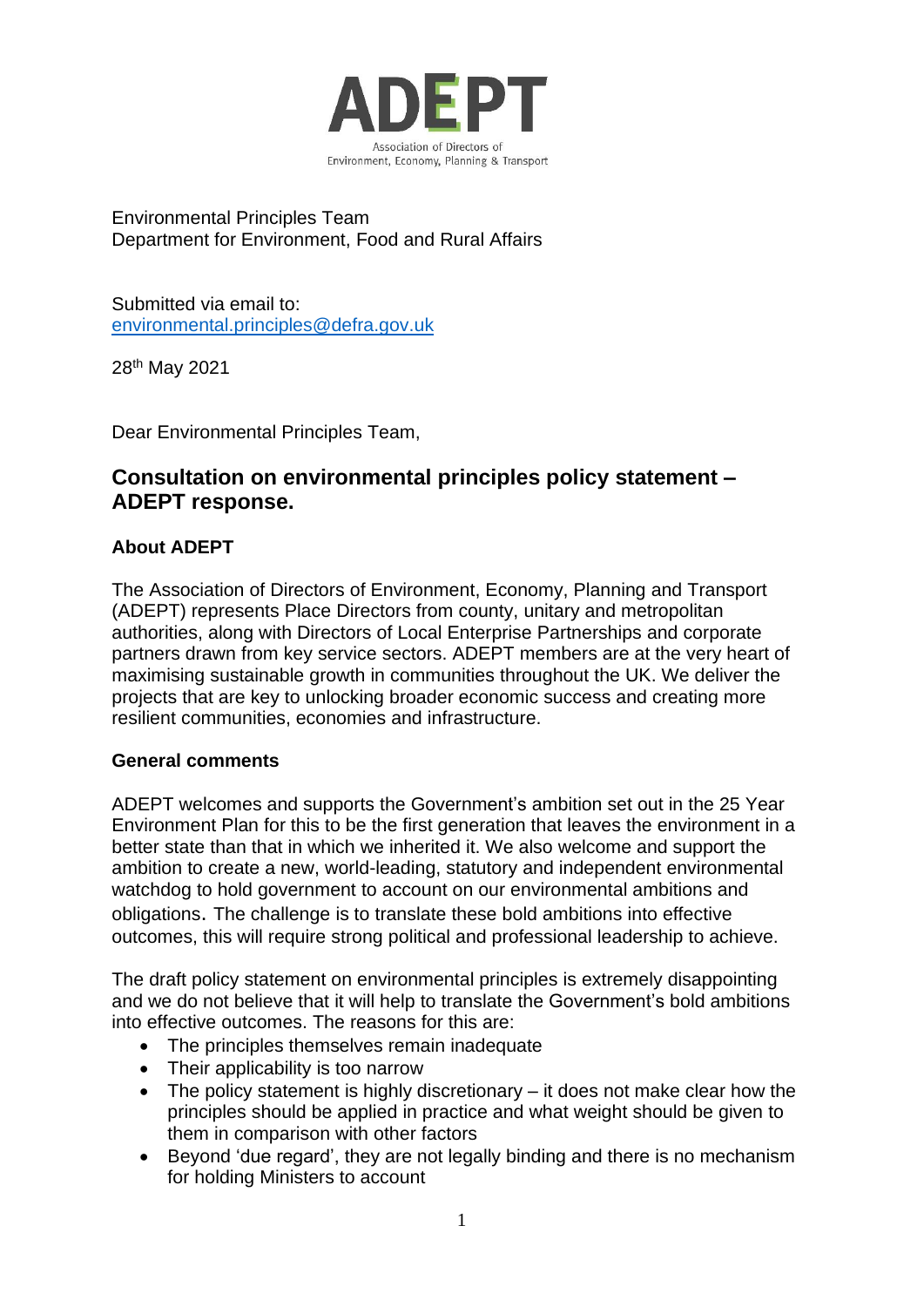**ADEPT**

Association of Directors of Environment, Economy, Planning & Transport

Environmental Principles Team
Department for Environment, Food and Rural Affairs

Submitted via email to:
environmental.principles@defra.gov.uk

28th May 2021

Dear Environmental Principles Team,

## Consultation on environmental principles policy statement – ADEPT response.

### About ADEPT

The Association of Directors of Environment, Economy, Planning and Transport (ADEPT) represents Place Directors from county, unitary and metropolitan authorities, along with Directors of Local Enterprise Partnerships and corporate partners drawn from key service sectors. ADEPT members are at the very heart of maximising sustainable growth in communities throughout the UK. We deliver the projects that are key to unlocking broader economic success and creating more resilient communities, economies and infrastructure.

### General comments

ADEPT welcomes and supports the Government's ambition set out in the 25 Year Environment Plan for this to be the first generation that leaves the environment in a better state than that in which we inherited it. We also welcome and support the ambition to create a new, world-leading, statutory and independent environmental watchdog to hold government to account on our environmental ambitions and obligations. The challenge is to translate these bold ambitions into effective outcomes, this will require strong political and professional leadership to achieve.

The draft policy statement on environmental principles is extremely disappointing and we do not believe that it will help to translate the Government's bold ambitions into effective outcomes. The reasons for this are:

- The principles themselves remain inadequate
- Their applicability is too narrow
- The policy statement is highly discretionary – it does not make clear how the principles should be applied in practice and what weight should be given to them in comparison with other factors
- Beyond 'due regard', they are not legally binding and there is no mechanism for holding Ministers to account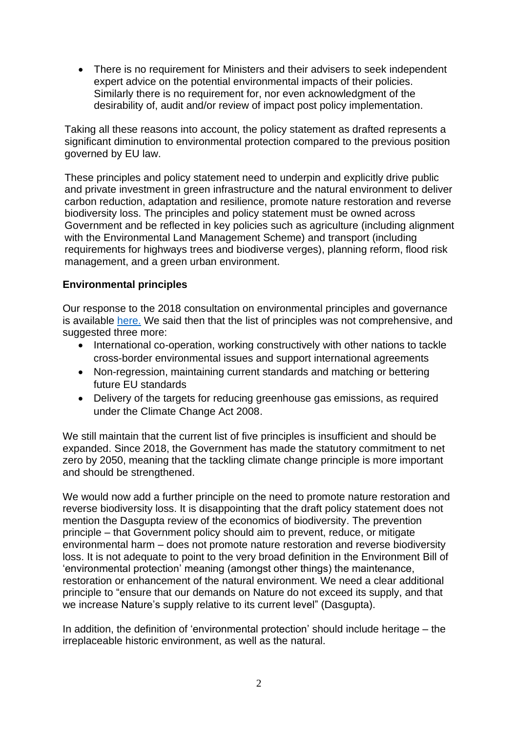- There is no requirement for Ministers and their advisers to seek independent expert advice on the potential environmental impacts of their policies. Similarly there is no requirement for, nor even acknowledgment of the desirability of, audit and/or review of impact post policy implementation.

Taking all these reasons into account, the policy statement as drafted represents a significant diminution to environmental protection compared to the previous position governed by EU law.

These principles and policy statement need to underpin and explicitly drive public and private investment in green infrastructure and the natural environment to deliver carbon reduction, adaptation and resilience, promote nature restoration and reverse biodiversity loss. The principles and policy statement must be owned across Government and be reflected in key policies such as agriculture (including alignment with the Environmental Land Management Scheme) and transport (including requirements for highways trees and biodiverse verges), planning reform, flood risk management, and a green urban environment.

### Environmental principles

Our response to the 2018 consultation on environmental principles and governance is available here. We said then that the list of principles was not comprehensive, and suggested three more:

- International co-operation, working constructively with other nations to tackle cross-border environmental issues and support international agreements
- Non-regression, maintaining current standards and matching or bettering future EU standards
- Delivery of the targets for reducing greenhouse gas emissions, as required under the Climate Change Act 2008.

We still maintain that the current list of five principles is insufficient and should be expanded. Since 2018, the Government has made the statutory commitment to net zero by 2050, meaning that the tackling climate change principle is more important and should be strengthened.

We would now add a further principle on the need to promote nature restoration and reverse biodiversity loss. It is disappointing that the draft policy statement does not mention the Dasgupta review of the economics of biodiversity. The prevention principle – that Government policy should aim to prevent, reduce, or mitigate environmental harm – does not promote nature restoration and reverse biodiversity loss. It is not adequate to point to the very broad definition in the Environment Bill of 'environmental protection' meaning (amongst other things) the maintenance, restoration or enhancement of the natural environment. We need a clear additional principle to "ensure that our demands on Nature do not exceed its supply, and that we increase Nature's supply relative to its current level" (Dasgupta).

In addition, the definition of 'environmental protection' should include heritage – the irreplaceable historic environment, as well as the natural.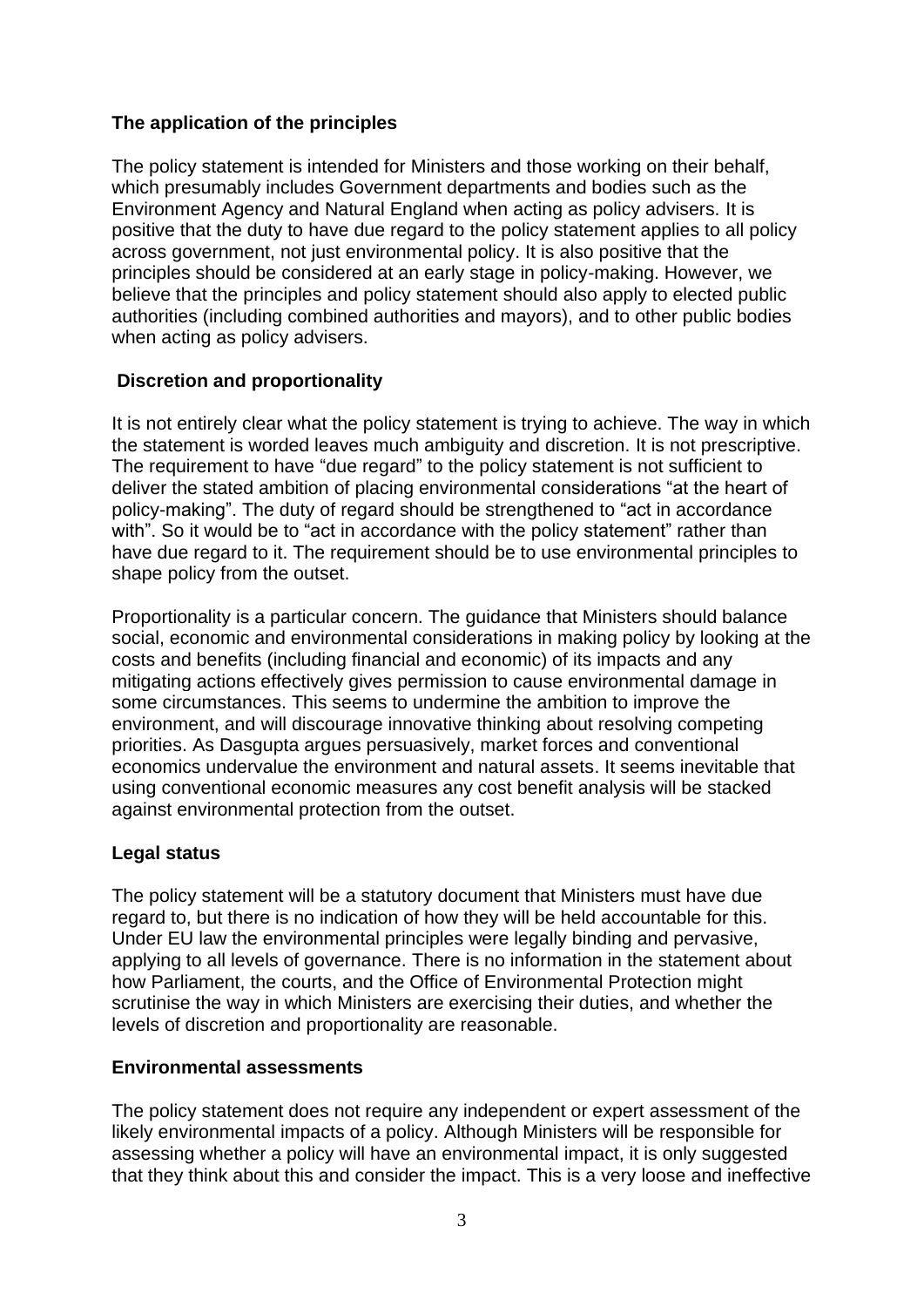**The application of the principles**

The policy statement is intended for Ministers and those working on their behalf, which presumably includes Government departments and bodies such as the Environment Agency and Natural England when acting as policy advisers. It is positive that the duty to have due regard to the policy statement applies to all policy across government, not just environmental policy. It is also positive that the principles should be considered at an early stage in policy-making. However, we believe that the principles and policy statement should also apply to elected public authorities (including combined authorities and mayors), and to other public bodies when acting as policy advisers.

**Discretion and proportionality**

It is not entirely clear what the policy statement is trying to achieve. The way in which the statement is worded leaves much ambiguity and discretion. It is not prescriptive. The requirement to have "due regard" to the policy statement is not sufficient to deliver the stated ambition of placing environmental considerations "at the heart of policy-making". The duty of regard should be strengthened to "act in accordance with". So it would be to "act in accordance with the policy statement" rather than have due regard to it. The requirement should be to use environmental principles to shape policy from the outset.

Proportionality is a particular concern. The guidance that Ministers should balance social, economic and environmental considerations in making policy by looking at the costs and benefits (including financial and economic) of its impacts and any mitigating actions effectively gives permission to cause environmental damage in some circumstances. This seems to undermine the ambition to improve the environment, and will discourage innovative thinking about resolving competing priorities. As Dasgupta argues persuasively, market forces and conventional economics undervalue the environment and natural assets. It seems inevitable that using conventional economic measures any cost benefit analysis will be stacked against environmental protection from the outset.

**Legal status**

The policy statement will be a statutory document that Ministers must have due regard to, but there is no indication of how they will be held accountable for this. Under EU law the environmental principles were legally binding and pervasive, applying to all levels of governance. There is no information in the statement about how Parliament, the courts, and the Office of Environmental Protection might scrutinise the way in which Ministers are exercising their duties, and whether the levels of discretion and proportionality are reasonable.

**Environmental assessments**

The policy statement does not require any independent or expert assessment of the likely environmental impacts of a policy. Although Ministers will be responsible for assessing whether a policy will have an environmental impact, it is only suggested that they think about this and consider the impact. This is a very loose and ineffective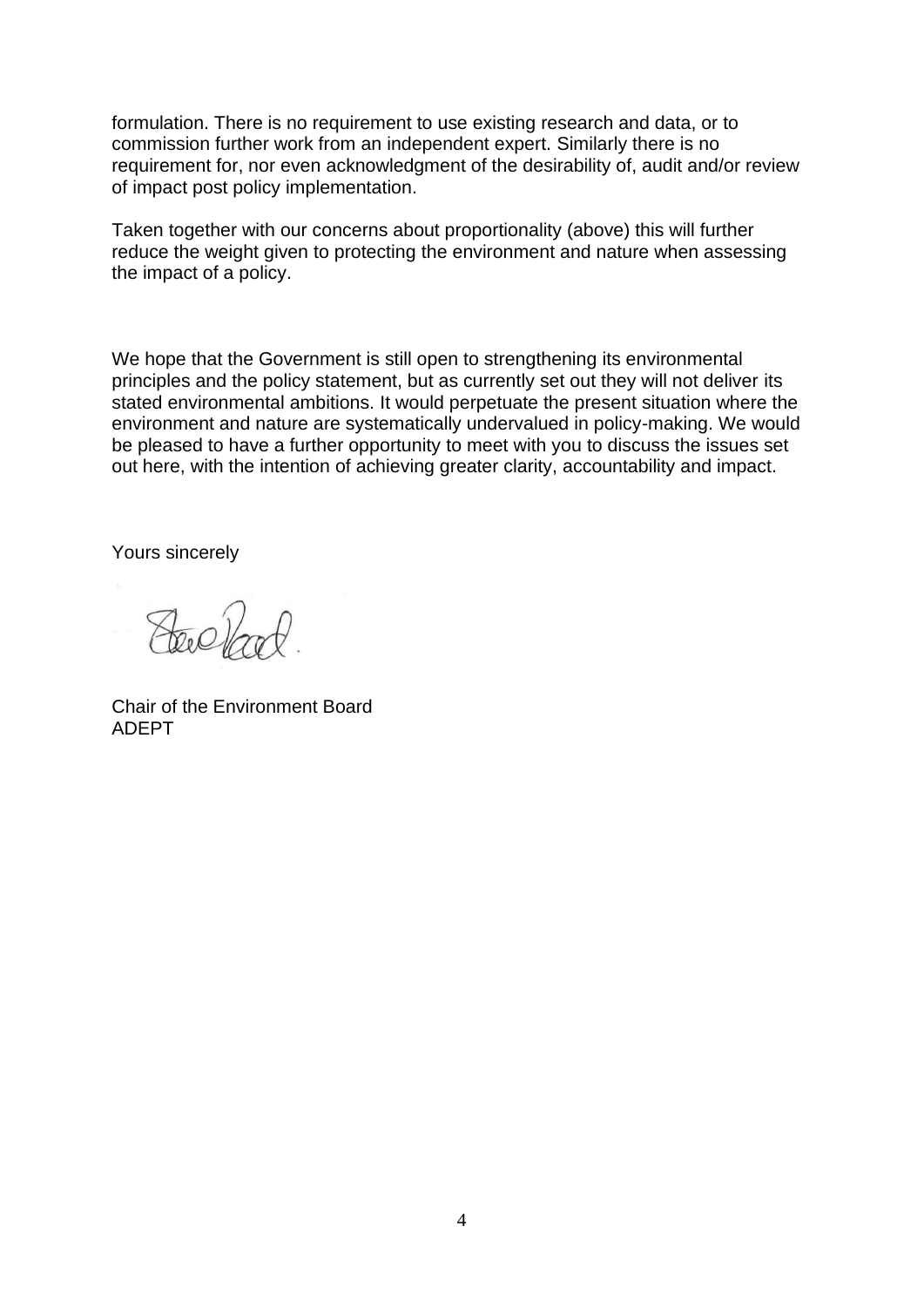formulation. There is no requirement to use existing research and data, or to commission further work from an independent expert. Similarly there is no requirement for, nor even acknowledgment of the desirability of, audit and/or review of impact post policy implementation.

Taken together with our concerns about proportionality (above) this will further reduce the weight given to protecting the environment and nature when assessing the impact of a policy.

We hope that the Government is still open to strengthening its environmental principles and the policy statement, but as currently set out they will not deliver its stated environmental ambitions. It would perpetuate the present situation where the environment and nature are systematically undervalued in policy-making. We would be pleased to have a further opportunity to meet with you to discuss the issues set out here, with the intention of achieving greater clarity, accountability and impact.

Yours sincerely

Chair of the Environment Board
ADEPT